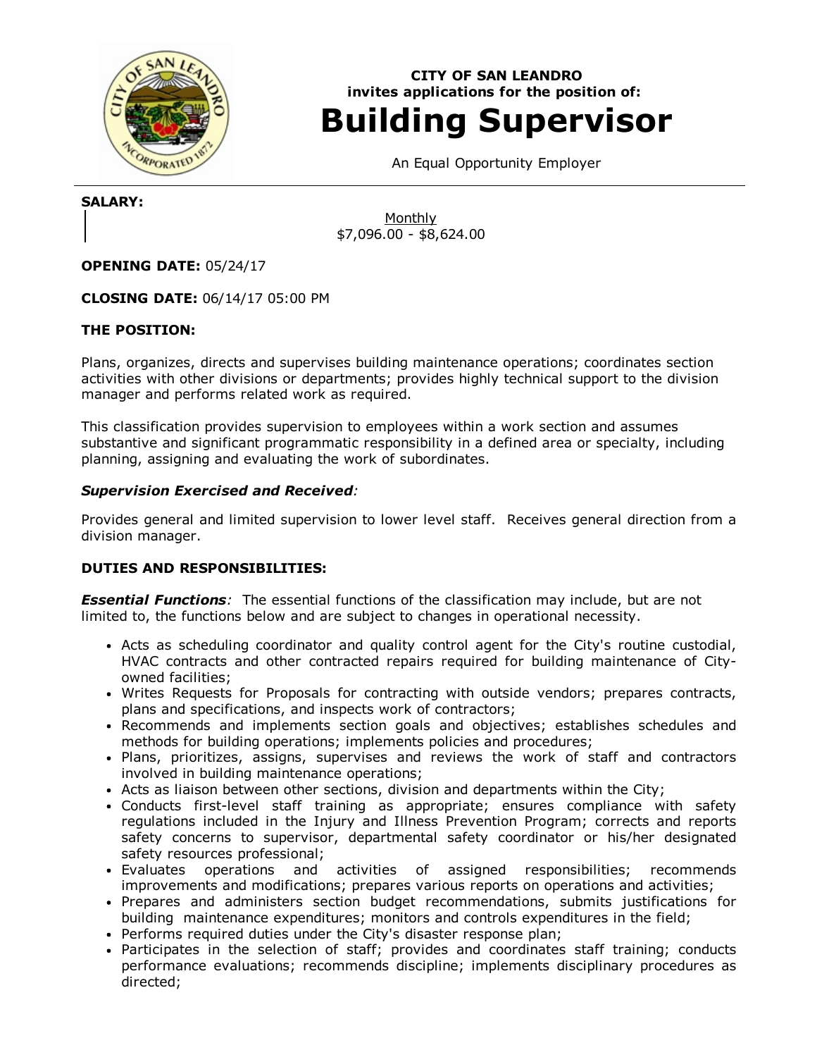**CITY OF SAN LEANDRO**
**invites applications for the position of:**

# Building Supervisor

An Equal Opportunity Employer

---

**SALARY:**

Monthly
$7,096.00 - $8,624.00

**OPENING DATE:** 05/24/17

**CLOSING DATE:** 06/14/17 05:00 PM

## THE POSITION:

Plans, organizes, directs and supervises building maintenance operations; coordinates section activities with other divisions or departments; provides highly technical support to the division manager and performs related work as required.

This classification provides supervision to employees within a work section and assumes substantive and significant programmatic responsibility in a defined area or specialty, including planning, assigning and evaluating the work of subordinates.

***Supervision Exercised and Received****:*

Provides general and limited supervision to lower level staff. Receives general direction from a division manager.

## DUTIES AND RESPONSIBILITIES:

***Essential Functions****:* The essential functions of the classification may include, but are not limited to, the functions below and are subject to changes in operational necessity.

- Acts as scheduling coordinator and quality control agent for the City's routine custodial, HVAC contracts and other contracted repairs required for building maintenance of City-owned facilities;
- Writes Requests for Proposals for contracting with outside vendors; prepares contracts, plans and specifications, and inspects work of contractors;
- Recommends and implements section goals and objectives; establishes schedules and methods for building operations; implements policies and procedures;
- Plans, prioritizes, assigns, supervises and reviews the work of staff and contractors involved in building maintenance operations;
- Acts as liaison between other sections, division and departments within the City;
- Conducts first-level staff training as appropriate; ensures compliance with safety regulations included in the Injury and Illness Prevention Program; corrects and reports safety concerns to supervisor, departmental safety coordinator or his/her designated safety resources professional;
- Evaluates operations and activities of assigned responsibilities; recommends improvements and modifications; prepares various reports on operations and activities;
- Prepares and administers section budget recommendations, submits justifications for building maintenance expenditures; monitors and controls expenditures in the field;
- Performs required duties under the City's disaster response plan;
- Participates in the selection of staff; provides and coordinates staff training; conducts performance evaluations; recommends discipline; implements disciplinary procedures as directed;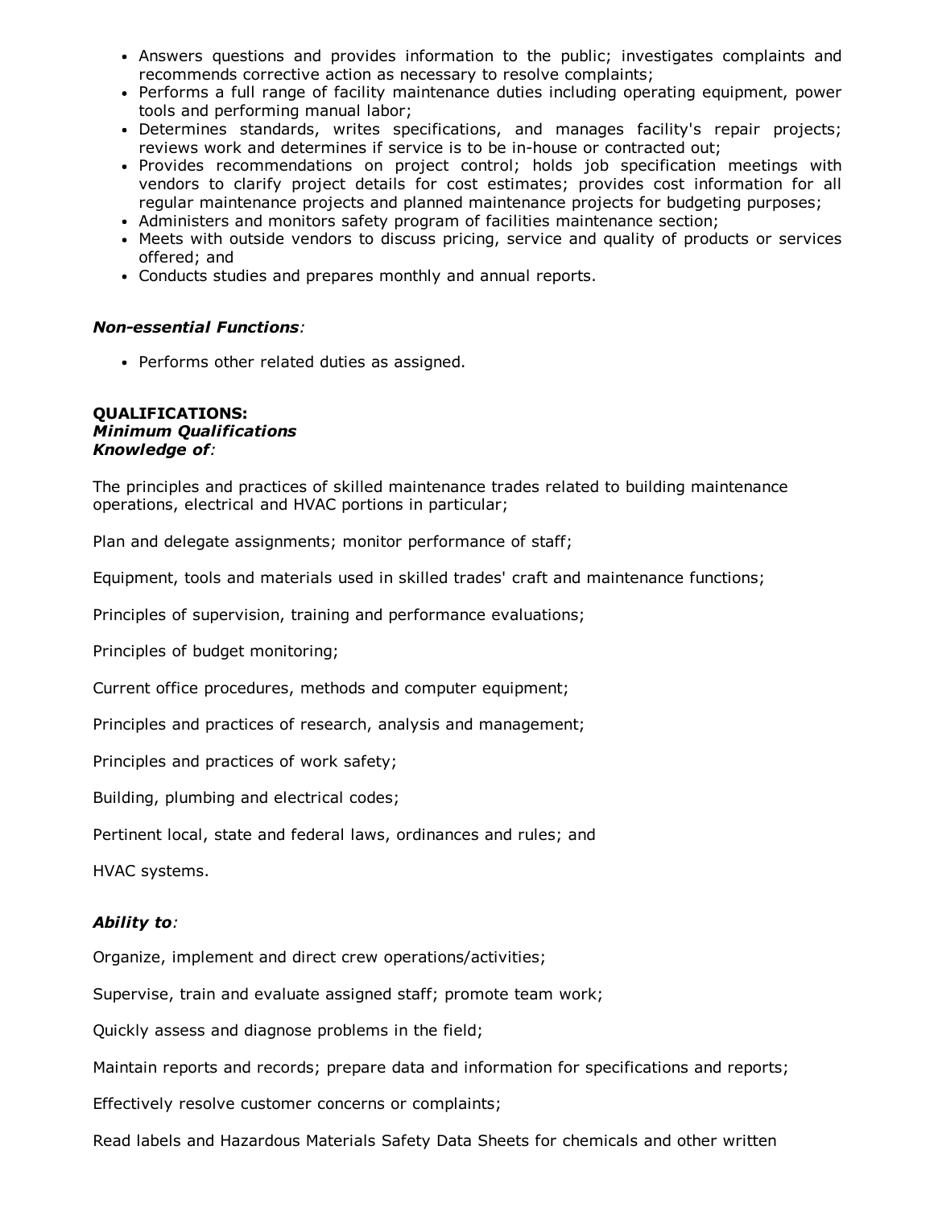- Answers questions and provides information to the public; investigates complaints and recommends corrective action as necessary to resolve complaints;
- Performs a full range of facility maintenance duties including operating equipment, power tools and performing manual labor;
- Determines standards, writes specifications, and manages facility's repair projects; reviews work and determines if service is to be in-house or contracted out;
- Provides recommendations on project control; holds job specification meetings with vendors to clarify project details for cost estimates; provides cost information for all regular maintenance projects and planned maintenance projects for budgeting purposes;
- Administers and monitors safety program of facilities maintenance section;
- Meets with outside vendors to discuss pricing, service and quality of products or services offered; and
- Conducts studies and prepares monthly and annual reports.

***Non-essential Functions***:

- Performs other related duties as assigned.

**QUALIFICATIONS:**
***Minimum Qualifications***
***Knowledge of***:

The principles and practices of skilled maintenance trades related to building maintenance operations, electrical and HVAC portions in particular;

Plan and delegate assignments; monitor performance of staff;

Equipment, tools and materials used in skilled trades' craft and maintenance functions;

Principles of supervision, training and performance evaluations;

Principles of budget monitoring;

Current office procedures, methods and computer equipment;

Principles and practices of research, analysis and management;

Principles and practices of work safety;

Building, plumbing and electrical codes;

Pertinent local, state and federal laws, ordinances and rules; and

HVAC systems.

***Ability to***:

Organize, implement and direct crew operations/activities;

Supervise, train and evaluate assigned staff; promote team work;

Quickly assess and diagnose problems in the field;

Maintain reports and records; prepare data and information for specifications and reports;

Effectively resolve customer concerns or complaints;

Read labels and Hazardous Materials Safety Data Sheets for chemicals and other written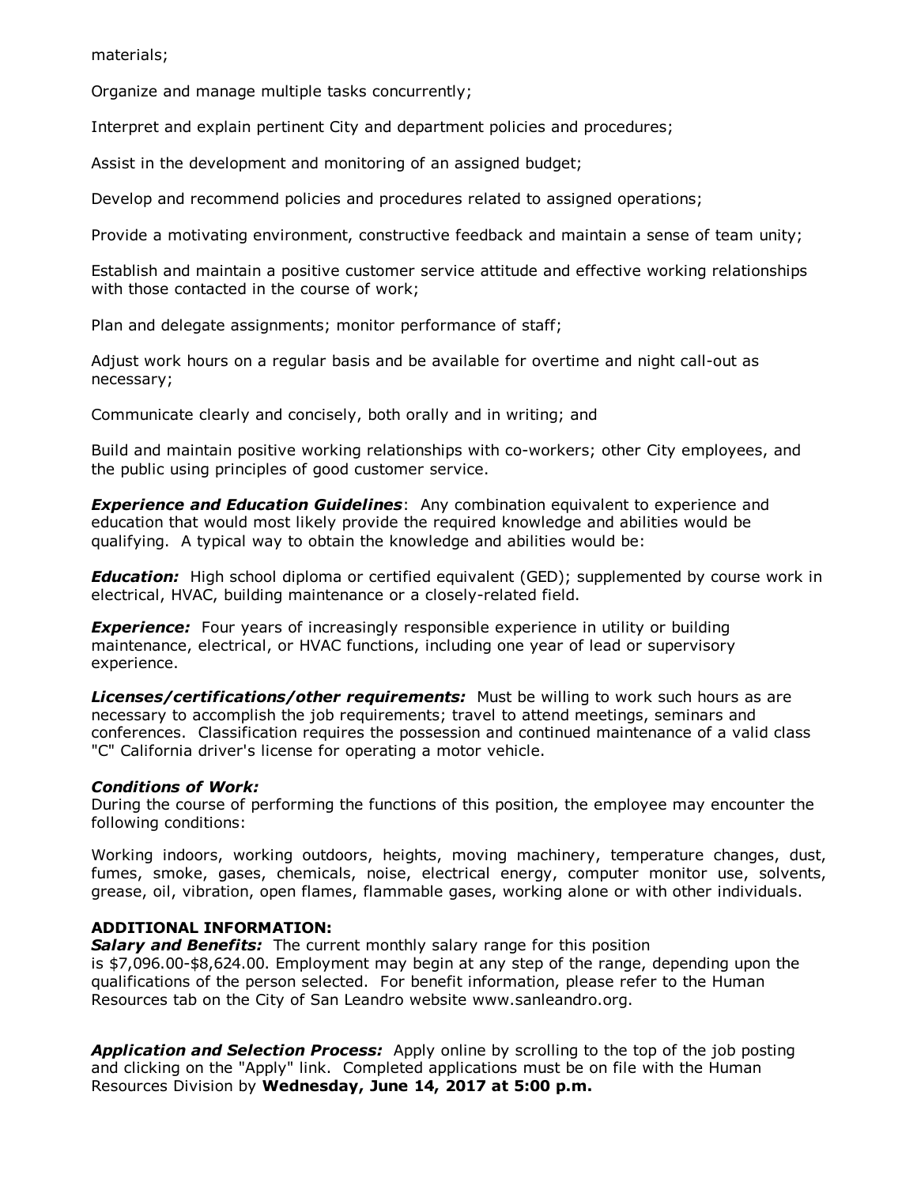materials;

Organize and manage multiple tasks concurrently;

Interpret and explain pertinent City and department policies and procedures;

Assist in the development and monitoring of an assigned budget;

Develop and recommend policies and procedures related to assigned operations;

Provide a motivating environment, constructive feedback and maintain a sense of team unity;

Establish and maintain a positive customer service attitude and effective working relationships with those contacted in the course of work;

Plan and delegate assignments; monitor performance of staff;

Adjust work hours on a regular basis and be available for overtime and night call-out as necessary;

Communicate clearly and concisely, both orally and in writing; and

Build and maintain positive working relationships with co-workers; other City employees, and the public using principles of good customer service.

***Experience and Education Guidelines***: Any combination equivalent to experience and education that would most likely provide the required knowledge and abilities would be qualifying. A typical way to obtain the knowledge and abilities would be:

***Education:*** High school diploma or certified equivalent (GED); supplemented by course work in electrical, HVAC, building maintenance or a closely-related field.

***Experience:*** Four years of increasingly responsible experience in utility or building maintenance, electrical, or HVAC functions, including one year of lead or supervisory experience.

***Licenses/certifications/other requirements:*** Must be willing to work such hours as are necessary to accomplish the job requirements; travel to attend meetings, seminars and conferences. Classification requires the possession and continued maintenance of a valid class "C" California driver's license for operating a motor vehicle.

***Conditions of Work:***
During the course of performing the functions of this position, the employee may encounter the following conditions:

Working indoors, working outdoors, heights, moving machinery, temperature changes, dust, fumes, smoke, gases, chemicals, noise, electrical energy, computer monitor use, solvents, grease, oil, vibration, open flames, flammable gases, working alone or with other individuals.

**ADDITIONAL INFORMATION:**
***Salary and Benefits:*** The current monthly salary range for this position is $7,096.00-$8,624.00. Employment may begin at any step of the range, depending upon the qualifications of the person selected. For benefit information, please refer to the Human Resources tab on the City of San Leandro website www.sanleandro.org.

***Application and Selection Process:*** Apply online by scrolling to the top of the job posting and clicking on the "Apply" link. Completed applications must be on file with the Human Resources Division by **Wednesday, June 14, 2017 at 5:00 p.m.**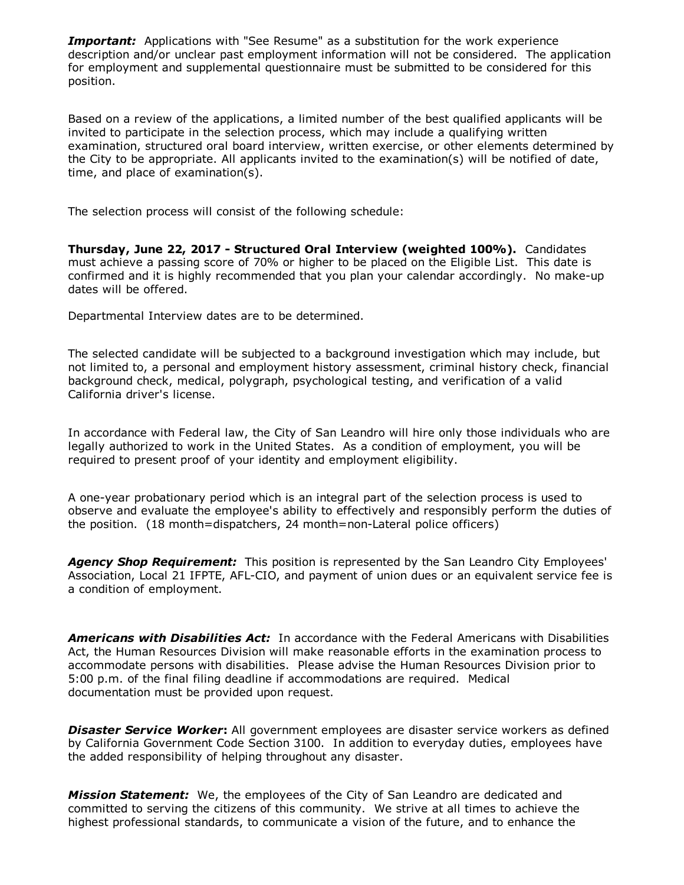***Important:*** Applications with "See Resume" as a substitution for the work experience description and/or unclear past employment information will not be considered. The application for employment and supplemental questionnaire must be submitted to be considered for this position.

Based on a review of the applications, a limited number of the best qualified applicants will be invited to participate in the selection process, which may include a qualifying written examination, structured oral board interview, written exercise, or other elements determined by the City to be appropriate. All applicants invited to the examination(s) will be notified of date, time, and place of examination(s).

The selection process will consist of the following schedule:

**Thursday, June 22, 2017 - Structured Oral Interview (weighted 100%).** Candidates must achieve a passing score of 70% or higher to be placed on the Eligible List. This date is confirmed and it is highly recommended that you plan your calendar accordingly. No make-up dates will be offered.

Departmental Interview dates are to be determined.

The selected candidate will be subjected to a background investigation which may include, but not limited to, a personal and employment history assessment, criminal history check, financial background check, medical, polygraph, psychological testing, and verification of a valid California driver's license.

In accordance with Federal law, the City of San Leandro will hire only those individuals who are legally authorized to work in the United States. As a condition of employment, you will be required to present proof of your identity and employment eligibility.

A one-year probationary period which is an integral part of the selection process is used to observe and evaluate the employee's ability to effectively and responsibly perform the duties of the position. (18 month=dispatchers, 24 month=non-Lateral police officers)

***Agency Shop Requirement:*** This position is represented by the San Leandro City Employees' Association, Local 21 IFPTE, AFL-CIO, and payment of union dues or an equivalent service fee is a condition of employment.

***Americans with Disabilities Act:*** In accordance with the Federal Americans with Disabilities Act, the Human Resources Division will make reasonable efforts in the examination process to accommodate persons with disabilities. Please advise the Human Resources Division prior to 5:00 p.m. of the final filing deadline if accommodations are required. Medical documentation must be provided upon request.

***Disaster Service Worker*:** All government employees are disaster service workers as defined by California Government Code Section 3100. In addition to everyday duties, employees have the added responsibility of helping throughout any disaster.

***Mission Statement:*** We, the employees of the City of San Leandro are dedicated and committed to serving the citizens of this community. We strive at all times to achieve the highest professional standards, to communicate a vision of the future, and to enhance the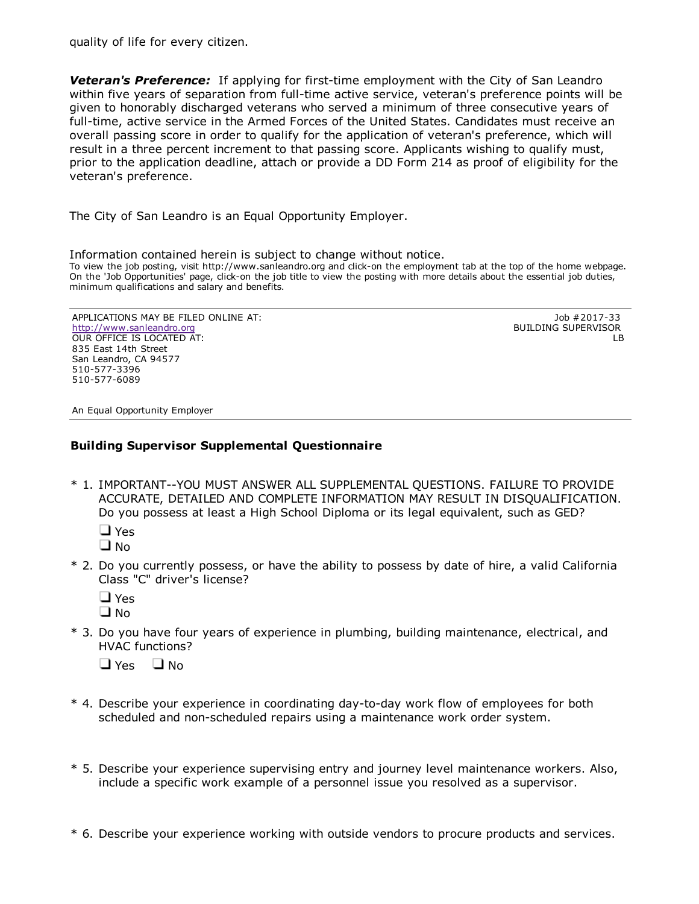quality of life for every citizen.

***Veteran's Preference:*** If applying for first-time employment with the City of San Leandro within five years of separation from full-time active service, veteran's preference points will be given to honorably discharged veterans who served a minimum of three consecutive years of full-time, active service in the Armed Forces of the United States. Candidates must receive an overall passing score in order to qualify for the application of veteran's preference, which will result in a three percent increment to that passing score. Applicants wishing to qualify must, prior to the application deadline, attach or provide a DD Form 214 as proof of eligibility for the veteran's preference.

The City of San Leandro is an Equal Opportunity Employer.

Information contained herein is subject to change without notice.

To view the job posting, visit http://www.sanleandro.org and click-on the employment tab at the top of the home webpage. On the 'Job Opportunities' page, click-on the job title to view the posting with more details about the essential job duties, minimum qualifications and salary and benefits.

---

APPLICATIONS MAY BE FILED ONLINE AT:
http://www.sanleandro.org
OUR OFFICE IS LOCATED AT:
835 East 14th Street
San Leandro, CA 94577
510-577-3396
510-577-6089

Job #2017-33
BUILDING SUPERVISOR
LB

An Equal Opportunity Employer

---

**Building Supervisor Supplemental Questionnaire**

\* 1. IMPORTANT--YOU MUST ANSWER ALL SUPPLEMENTAL QUESTIONS. FAILURE TO PROVIDE ACCURATE, DETAILED AND COMPLETE INFORMATION MAY RESULT IN DISQUALIFICATION. Do you possess at least a High School Diploma or its legal equivalent, such as GED?

- ❑ Yes
- ❑ No

\* 2. Do you currently possess, or have the ability to possess by date of hire, a valid California Class "C" driver's license?

- ❑ Yes
- ❑ No

\* 3. Do you have four years of experience in plumbing, building maintenance, electrical, and HVAC functions?

❑ Yes ❑ No

\* 4. Describe your experience in coordinating day-to-day work flow of employees for both scheduled and non-scheduled repairs using a maintenance work order system.

\* 5. Describe your experience supervising entry and journey level maintenance workers. Also, include a specific work example of a personnel issue you resolved as a supervisor.

\* 6. Describe your experience working with outside vendors to procure products and services.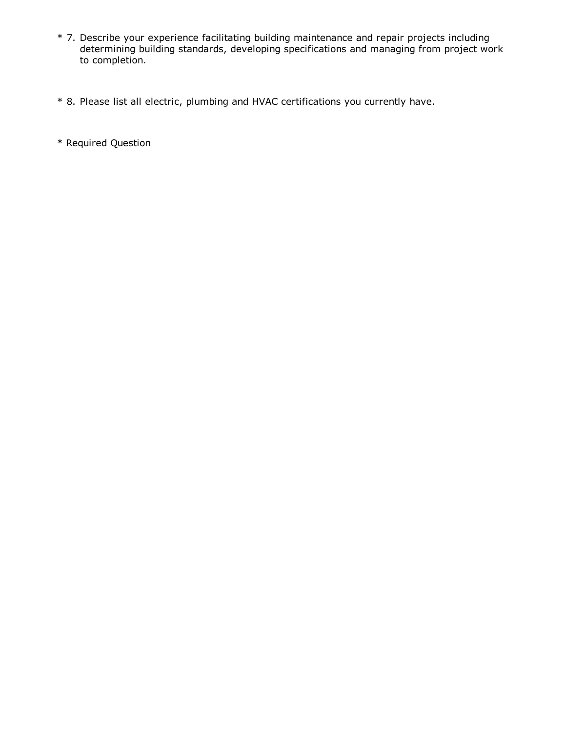\* 7. Describe your experience facilitating building maintenance and repair projects including determining building standards, developing specifications and managing from project work to completion.

\* 8. Please list all electric, plumbing and HVAC certifications you currently have.

\* Required Question